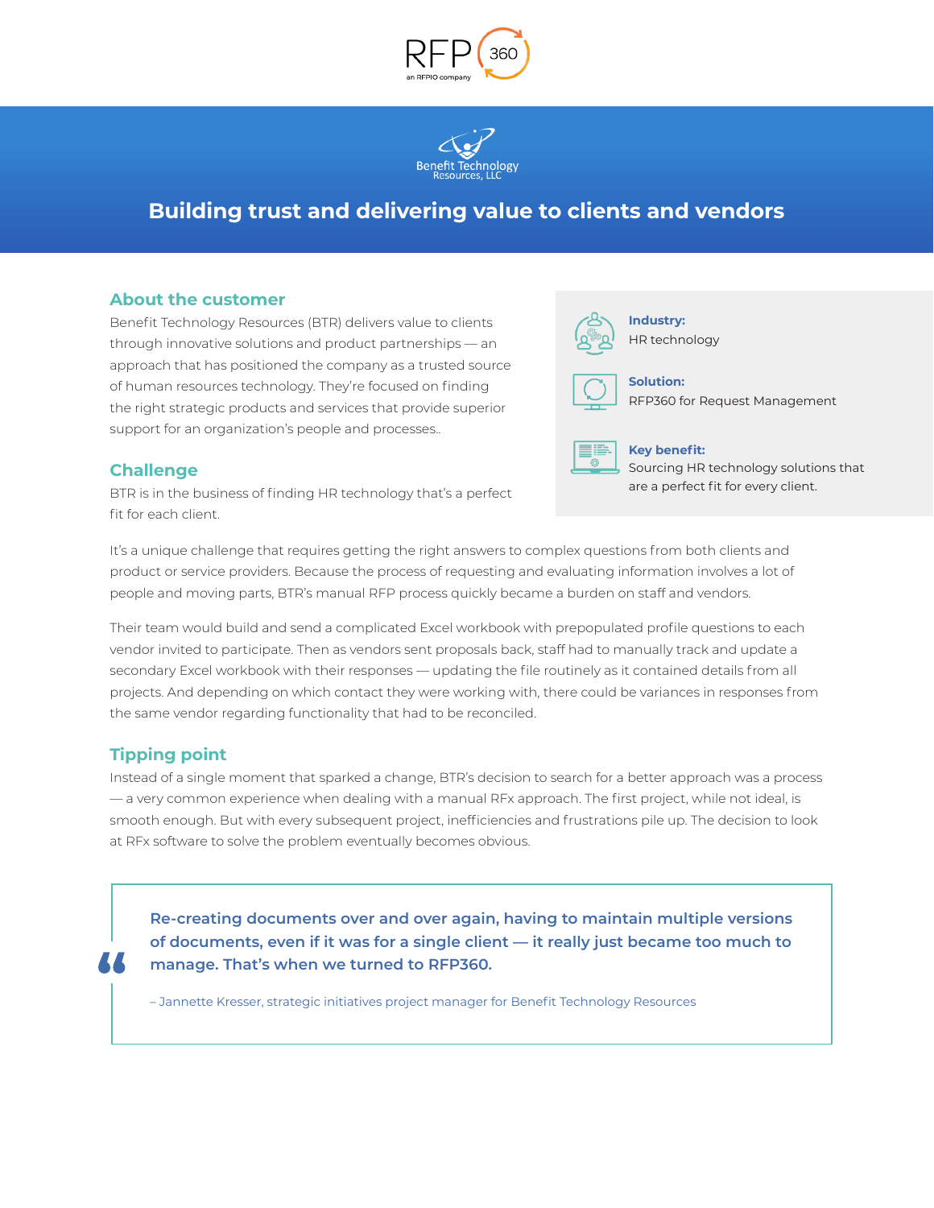RFP 360 an RFPIO company

Benefit Technology Resources, LLC

# Building trust and delivering value to clients and vendors

## About the customer

Benefit Technology Resources (BTR) delivers value to clients through innovative solutions and product partnerships — an approach that has positioned the company as a trusted source of human resources technology. They're focused on finding the right strategic products and services that provide superior support for an organization's people and processes..

**Industry:**
HR technology

**Solution:**
RFP360 for Request Management

**Key benefit:**
Sourcing HR technology solutions that are a perfect fit for every client.

## Challenge

BTR is in the business of finding HR technology that's a perfect fit for each client.

It's a unique challenge that requires getting the right answers to complex questions from both clients and product or service providers. Because the process of requesting and evaluating information involves a lot of people and moving parts, BTR's manual RFP process quickly became a burden on staff and vendors.

Their team would build and send a complicated Excel workbook with prepopulated profile questions to each vendor invited to participate. Then as vendors sent proposals back, staff had to manually track and update a secondary Excel workbook with their responses — updating the file routinely as it contained details from all projects. And depending on which contact they were working with, there could be variances in responses from the same vendor regarding functionality that had to be reconciled.

## Tipping point

Instead of a single moment that sparked a change, BTR's decision to search for a better approach was a process — a very common experience when dealing with a manual RFx approach. The first project, while not ideal, is smooth enough. But with every subsequent project, inefficiencies and frustrations pile up. The decision to look at RFx software to solve the problem eventually becomes obvious.

> **Re-creating documents over and over again, having to maintain multiple versions of documents, even if it was for a single client — it really just became too much to manage. That's when we turned to RFP360.**
>
> – Jannette Kresser, strategic initiatives project manager for Benefit Technology Resources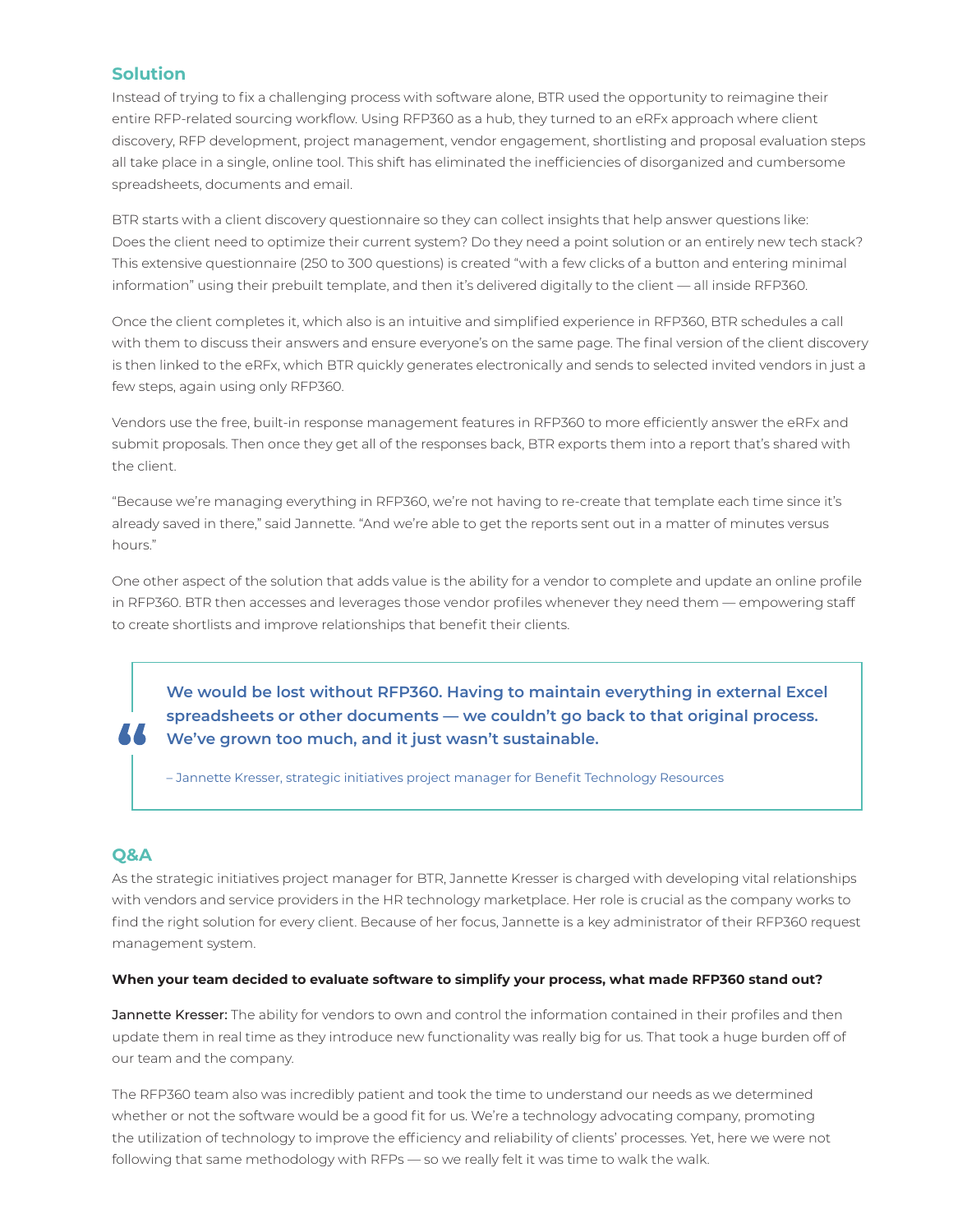## Solution

Instead of trying to fix a challenging process with software alone, BTR used the opportunity to reimagine their entire RFP-related sourcing workflow. Using RFP360 as a hub, they turned to an eRFx approach where client discovery, RFP development, project management, vendor engagement, shortlisting and proposal evaluation steps all take place in a single, online tool. This shift has eliminated the inefficiencies of disorganized and cumbersome spreadsheets, documents and email.

BTR starts with a client discovery questionnaire so they can collect insights that help answer questions like: Does the client need to optimize their current system? Do they need a point solution or an entirely new tech stack? This extensive questionnaire (250 to 300 questions) is created "with a few clicks of a button and entering minimal information" using their prebuilt template, and then it's delivered digitally to the client — all inside RFP360.

Once the client completes it, which also is an intuitive and simplified experience in RFP360, BTR schedules a call with them to discuss their answers and ensure everyone's on the same page. The final version of the client discovery is then linked to the eRFx, which BTR quickly generates electronically and sends to selected invited vendors in just a few steps, again using only RFP360.

Vendors use the free, built-in response management features in RFP360 to more efficiently answer the eRFx and submit proposals. Then once they get all of the responses back, BTR exports them into a report that's shared with the client.

"Because we're managing everything in RFP360, we're not having to re-create that template each time since it's already saved in there," said Jannette. "And we're able to get the reports sent out in a matter of minutes versus hours."

One other aspect of the solution that adds value is the ability for a vendor to complete and update an online profile in RFP360. BTR then accesses and leverages those vendor profiles whenever they need them — empowering staff to create shortlists and improve relationships that benefit their clients.

> **We would be lost without RFP360. Having to maintain everything in external Excel spreadsheets or other documents — we couldn't go back to that original process. We've grown too much, and it just wasn't sustainable.**
>
> – Jannette Kresser, strategic initiatives project manager for Benefit Technology Resources

## Q&A

As the strategic initiatives project manager for BTR, Jannette Kresser is charged with developing vital relationships with vendors and service providers in the HR technology marketplace. Her role is crucial as the company works to find the right solution for every client. Because of her focus, Jannette is a key administrator of their RFP360 request management system.

**When your team decided to evaluate software to simplify your process, what made RFP360 stand out?**

Jannette Kresser: The ability for vendors to own and control the information contained in their profiles and then update them in real time as they introduce new functionality was really big for us. That took a huge burden off of our team and the company.

The RFP360 team also was incredibly patient and took the time to understand our needs as we determined whether or not the software would be a good fit for us. We're a technology advocating company, promoting the utilization of technology to improve the efficiency and reliability of clients' processes. Yet, here we were not following that same methodology with RFPs — so we really felt it was time to walk the walk.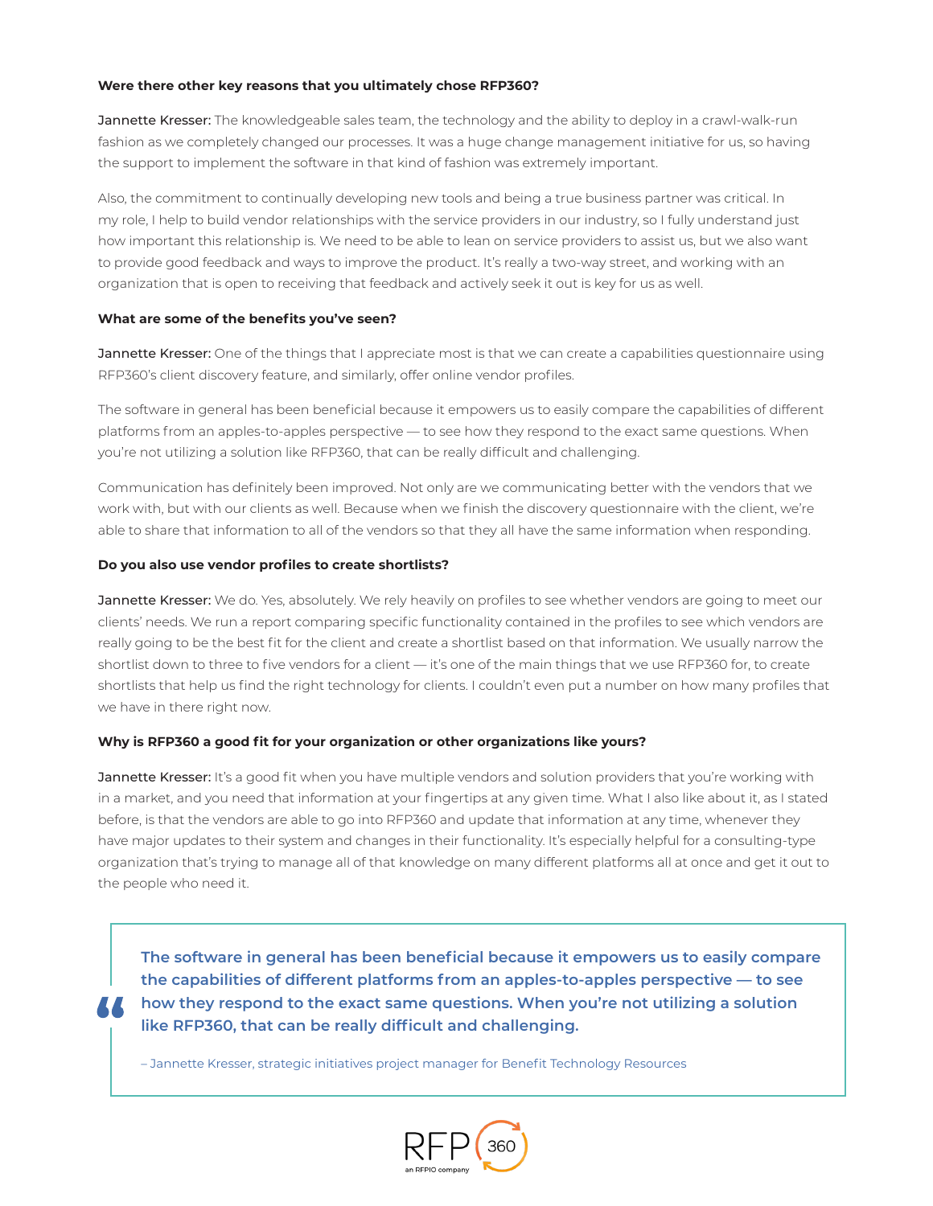**Were there other key reasons that you ultimately chose RFP360?**

Jannette Kresser: The knowledgeable sales team, the technology and the ability to deploy in a crawl-walk-run fashion as we completely changed our processes. It was a huge change management initiative for us, so having the support to implement the software in that kind of fashion was extremely important.

Also, the commitment to continually developing new tools and being a true business partner was critical. In my role, I help to build vendor relationships with the service providers in our industry, so I fully understand just how important this relationship is. We need to be able to lean on service providers to assist us, but we also want to provide good feedback and ways to improve the product. It's really a two-way street, and working with an organization that is open to receiving that feedback and actively seek it out is key for us as well.

**What are some of the benefits you've seen?**

Jannette Kresser: One of the things that I appreciate most is that we can create a capabilities questionnaire using RFP360's client discovery feature, and similarly, offer online vendor profiles.

The software in general has been beneficial because it empowers us to easily compare the capabilities of different platforms from an apples-to-apples perspective — to see how they respond to the exact same questions. When you're not utilizing a solution like RFP360, that can be really difficult and challenging.

Communication has definitely been improved. Not only are we communicating better with the vendors that we work with, but with our clients as well. Because when we finish the discovery questionnaire with the client, we're able to share that information to all of the vendors so that they all have the same information when responding.

**Do you also use vendor profiles to create shortlists?**

Jannette Kresser: We do. Yes, absolutely. We rely heavily on profiles to see whether vendors are going to meet our clients' needs. We run a report comparing specific functionality contained in the profiles to see which vendors are really going to be the best fit for the client and create a shortlist based on that information. We usually narrow the shortlist down to three to five vendors for a client — it's one of the main things that we use RFP360 for, to create shortlists that help us find the right technology for clients. I couldn't even put a number on how many profiles that we have in there right now.

**Why is RFP360 a good fit for your organization or other organizations like yours?**

Jannette Kresser: It's a good fit when you have multiple vendors and solution providers that you're working with in a market, and you need that information at your fingertips at any given time. What I also like about it, as I stated before, is that the vendors are able to go into RFP360 and update that information at any time, whenever they have major updates to their system and changes in their functionality. It's especially helpful for a consulting-type organization that's trying to manage all of that knowledge on many different platforms all at once and get it out to the people who need it.

> **The software in general has been beneficial because it empowers us to easily compare the capabilities of different platforms from an apples-to-apples perspective — to see how they respond to the exact same questions. When you're not utilizing a solution like RFP360, that can be really difficult and challenging.**
>
> – Jannette Kresser, strategic initiatives project manager for Benefit Technology Resources

RFP 360

an RFPIO company